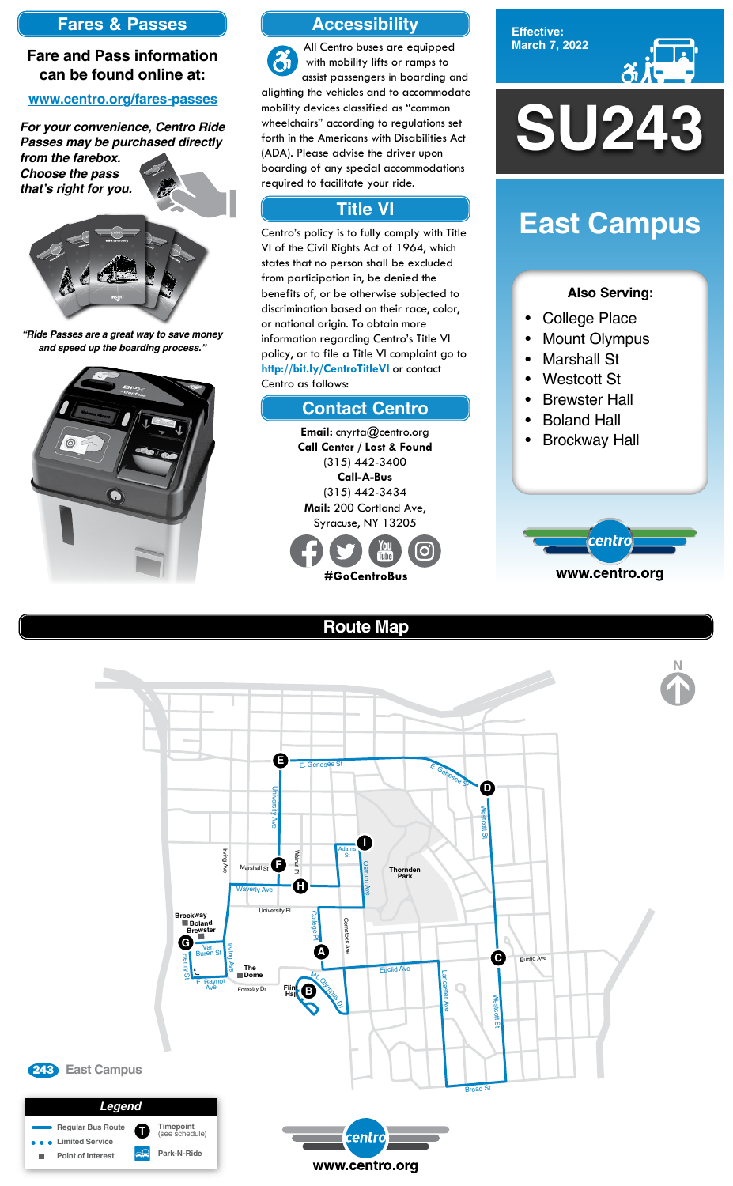## Fares & Passes

**Fare and Pass information can be found online at:**

www.centro.org/fares-passes

***For your convenience, Centro Ride Passes may be purchased directly from the farebox. Choose the pass that's right for you.***

*"Ride Passes are a great way to save money and speed up the boarding process."*

## Accessibility

All Centro buses are equipped with mobility lifts or ramps to assist passengers in boarding and alighting the vehicles and to accommodate mobility devices classified as "common wheelchairs" according to regulations set forth in the Americans with Disabilities Act (ADA). Please advise the driver upon boarding of any special accommodations required to facilitate your ride.

## Title VI

Centro's policy is to fully comply with Title VI of the Civil Rights Act of 1964, which states that no person shall be excluded from participation in, be denied the benefits of, or be otherwise subjected to discrimination based on their race, color, or national origin. To obtain more information regarding Centro's Title VI policy, or to file a Title VI complaint go to **http://bit.ly/CentroTitleVI** or contact Centro as follows:

## Contact Centro

**Email:** cnyrta@centro.org
**Call Center / Lost & Found**
(315) 442-3400
**Call-A-Bus**
(315) 442-3434
**Mail:** 200 Cortland Ave, Syracuse, NY 13205

**#GoCentroBus**

Effective: March 7, 2022

# SU243

## East Campus

**Also Serving:**

- College Place
- Mount Olympus
- Marshall St
- Westcott St
- Brewster Hall
- Boland Hall
- Brockway Hall

www.centro.org

## Route Map

243 East Campus

**Legend**

- Regular Bus Route
- Limited Service
- Point of Interest
- Timepoint (see schedule)
- Park-N-Ride

www.centro.org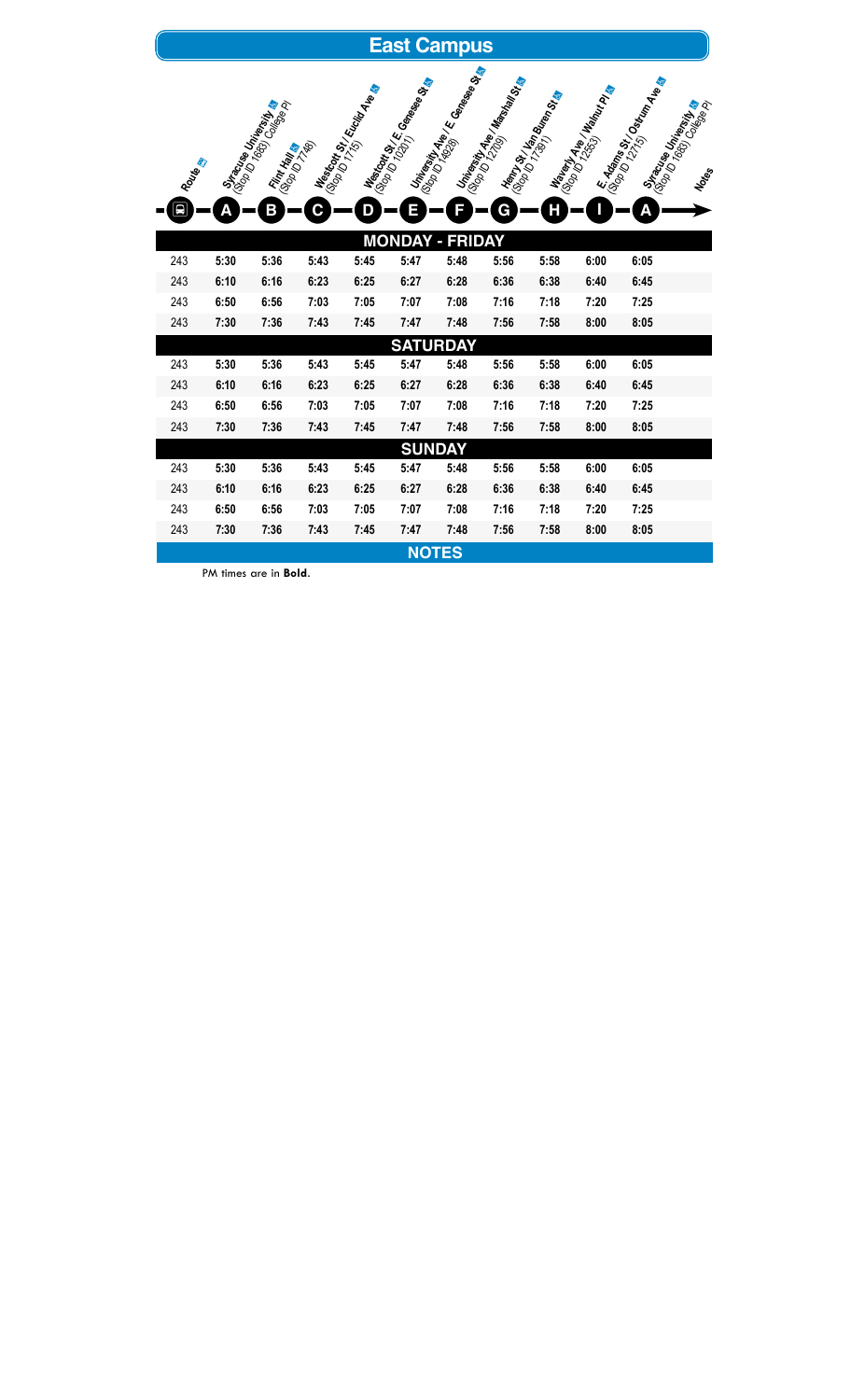# East Campus

| Route | A Syracuse University (Stop ID 1683) College Pl | B Flint Hall (Stop ID 7748) | C Westcott St / Euclid Ave (Stop ID 1715) | D Westcott St / E. Genesee St (Stop ID 10201) | E University Ave / E. Genesee St (Stop ID 14828) | F University Ave / Marshall St (Stop ID 12709) | G Henry St / Van Buren St (Stop ID 17391) | H Waverly Ave / Walnut Pl (Stop ID 12553) | I E. Adams St / Ostrum Ave (Stop ID 12715) | A Syracuse University (Stop ID 1683) College Pl | Notes |
|---|---|---|---|---|---|---|---|---|---|---|---|
| **MONDAY - FRIDAY** | | | | | | | | | | | |
| 243 | **5:30** | **5:36** | **5:43** | **5:45** | **5:47** | **5:48** | **5:56** | **5:58** | **6:00** | **6:05** | |
| 243 | **6:10** | **6:16** | **6:23** | **6:25** | **6:27** | **6:28** | **6:36** | **6:38** | **6:40** | **6:45** | |
| 243 | **6:50** | **6:56** | **7:03** | **7:05** | **7:07** | **7:08** | **7:16** | **7:18** | **7:20** | **7:25** | |
| 243 | **7:30** | **7:36** | **7:43** | **7:45** | **7:47** | **7:48** | **7:56** | **7:58** | **8:00** | **8:05** | |
| **SATURDAY** | | | | | | | | | | | |
| 243 | **5:30** | **5:36** | **5:43** | **5:45** | **5:47** | **5:48** | **5:56** | **5:58** | **6:00** | **6:05** | |
| 243 | **6:10** | **6:16** | **6:23** | **6:25** | **6:27** | **6:28** | **6:36** | **6:38** | **6:40** | **6:45** | |
| 243 | **6:50** | **6:56** | **7:03** | **7:05** | **7:07** | **7:08** | **7:16** | **7:18** | **7:20** | **7:25** | |
| 243 | **7:30** | **7:36** | **7:43** | **7:45** | **7:47** | **7:48** | **7:56** | **7:58** | **8:00** | **8:05** | |
| **SUNDAY** | | | | | | | | | | | |
| 243 | **5:30** | **5:36** | **5:43** | **5:45** | **5:47** | **5:48** | **5:56** | **5:58** | **6:00** | **6:05** | |
| 243 | **6:10** | **6:16** | **6:23** | **6:25** | **6:27** | **6:28** | **6:36** | **6:38** | **6:40** | **6:45** | |
| 243 | **6:50** | **6:56** | **7:03** | **7:05** | **7:07** | **7:08** | **7:16** | **7:18** | **7:20** | **7:25** | |
| 243 | **7:30** | **7:36** | **7:43** | **7:45** | **7:47** | **7:48** | **7:56** | **7:58** | **8:00** | **8:05** | |

## NOTES

PM times are in **Bold**.